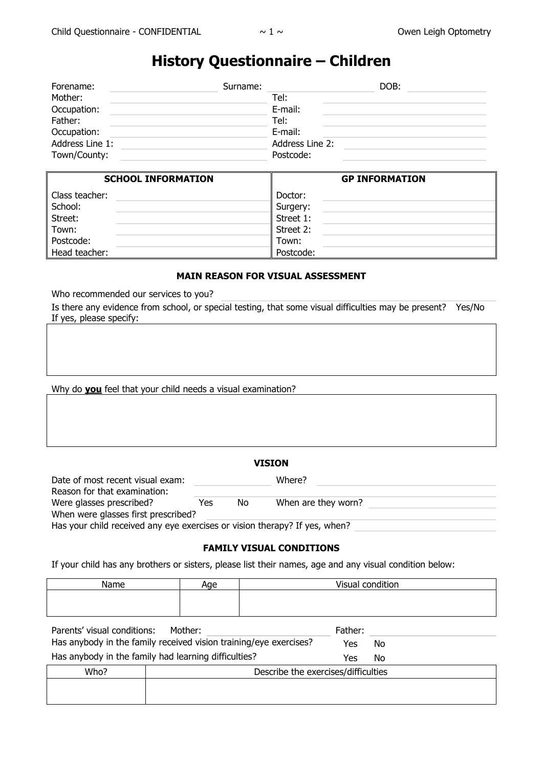# History Questionnaire – Children

Forename: \_\_\_\_\_\_\_\_\_\_ Surname: \_\_\_\_\_\_\_\_\_\_ DOB: \_\_\_\_\_\_\_\_\_\_

| | | | |
|---|---|---|---|
| Mother: | | Tel: | |
| Occupation: | | E-mail: | |
| Father: | | Tel: | |
| Occupation: | | E-mail: | |
| Address Line 1: | | Address Line 2: | |
| Town/County: | | Postcode: | |

| SCHOOL INFORMATION | | GP INFORMATION | |
|---|---|---|---|
| Class teacher: | | Doctor: | |
| School: | | Surgery: | |
| Street: | | Street 1: | |
| Town: | | Street 2: | |
| Postcode: | | Town: | |
| Head teacher: | | Postcode: | |

### MAIN REASON FOR VISUAL ASSESSMENT

Who recommended our services to you?

Is there any evidence from school, or special testing, that some visual difficulties may be present? Yes/No

If yes, please specify:

Why do **you** feel that your child needs a visual examination?

### VISION

Date of most recent visual exam: \_\_\_\_\_\_\_\_\_\_ Where? \_\_\_\_\_\_\_\_\_\_

Reason for that examination:

Were glasses prescribed? Yes No When are they worn?

When were glasses first prescribed?

Has your child received any eye exercises or vision therapy? If yes, when?

### FAMILY VISUAL CONDITIONS

If your child has any brothers or sisters, please list their names, age and any visual condition below:

| Name | Age | Visual condition |
|---|---|---|
| | | |

Parents' visual conditions: Mother: \_\_\_\_\_\_\_\_\_\_ Father: \_\_\_\_\_\_\_\_\_\_

Has anybody in the family received vision training/eye exercises? Yes No

Has anybody in the family had learning difficulties? Yes No

| Who? | Describe the exercises/difficulties |
|---|---|
| | |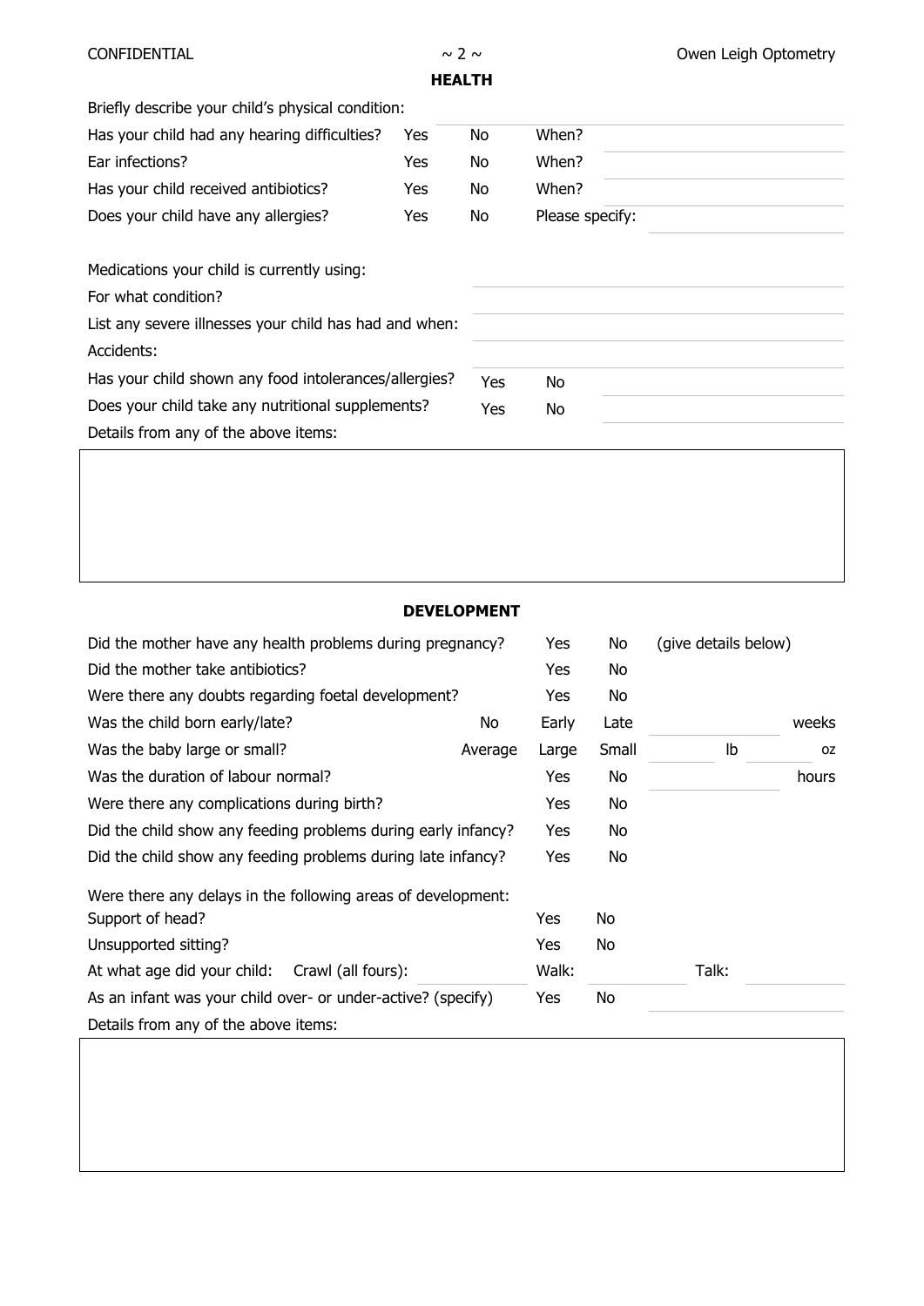## HEALTH

Briefly describe your child's physical condition:

| | | | | |
|---|---|---|---|---|
| Has your child had any hearing difficulties? | Yes | No | When? | |
| Ear infections? | Yes | No | When? | |
| Has your child received antibiotics? | Yes | No | When? | |
| Does your child have any allergies? | Yes | No | Please specify: | |

Medications your child is currently using:

For what condition?

List any severe illnesses your child has had and when:

Accidents:

| | | | |
|---|---|---|---|
| Has your child shown any food intolerances/allergies? | Yes | No | |
| Does your child take any nutritional supplements? | Yes | No | |

Details from any of the above items:

## DEVELOPMENT

| | | | | | |
|---|---|---|---|---|---|
| Did the mother have any health problems during pregnancy? | | Yes | No | (give details below) | |
| Did the mother take antibiotics? | | Yes | No | | |
| Were there any doubts regarding foetal development? | | Yes | No | | |
| Was the child born early/late? | No | Early | Late | | weeks |
| Was the baby large or small? | Average | Large | Small | lb | oz |
| Was the duration of labour normal? | | Yes | No | | hours |
| Were there any complications during birth? | | Yes | No | | |
| Did the child show any feeding problems during early infancy? | | Yes | No | | |
| Did the child show any feeding problems during late infancy? | | Yes | No | | |

Were there any delays in the following areas of development:

| | | |
|---|---|---|
| Support of head? | Yes | No |
| Unsupported sitting? | Yes | No |

At what age did your child: Crawl (all fours): Walk: Talk:

As an infant was your child over- or under-active? (specify) Yes No

Details from any of the above items: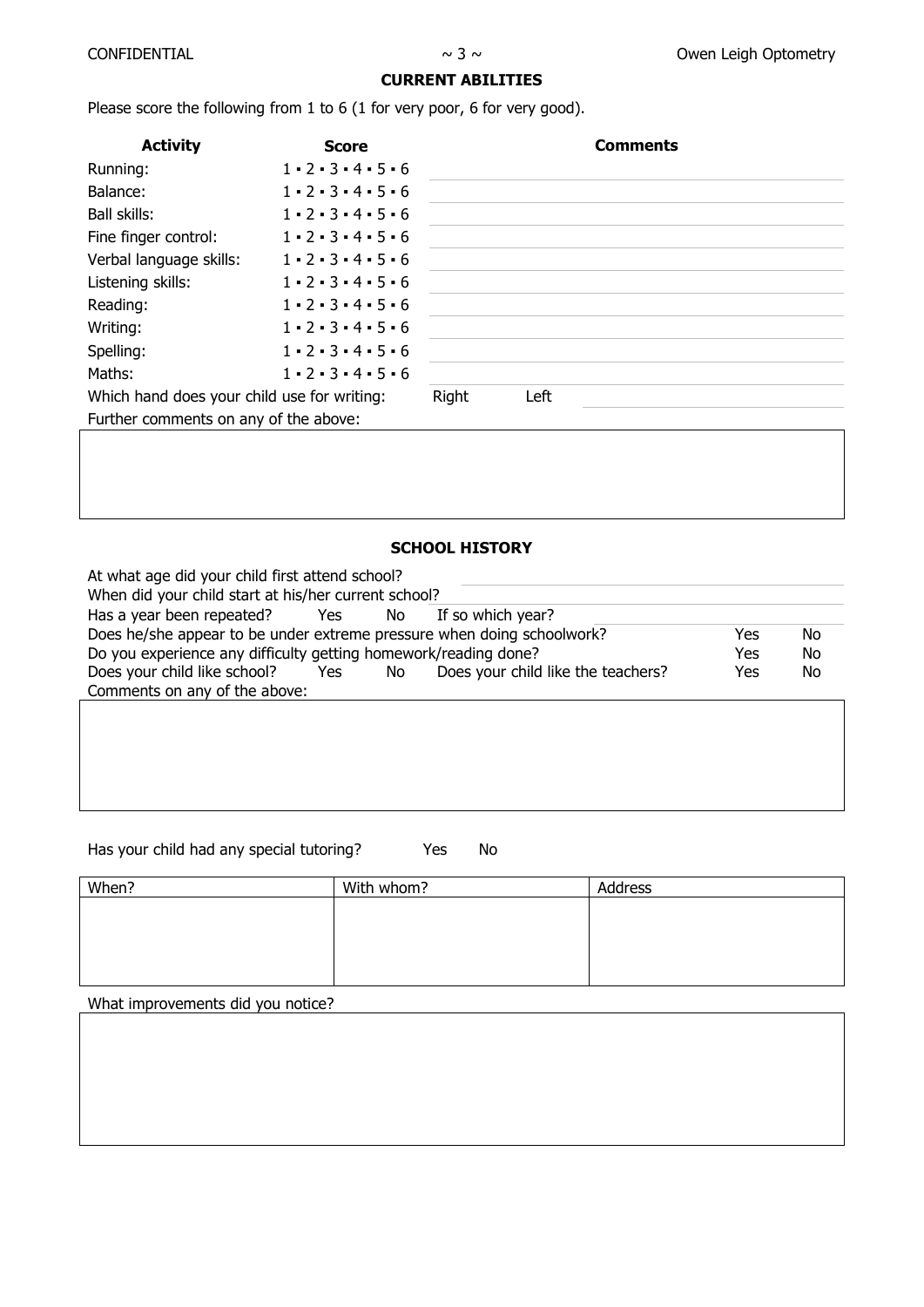## CURRENT ABILITIES

Please score the following from 1 to 6 (1 for very poor, 6 for very good).

| Activity | Score | Comments |
|---|---|---|
| Running: | 1 ▪ 2 ▪ 3 ▪ 4 ▪ 5 ▪ 6 | |
| Balance: | 1 ▪ 2 ▪ 3 ▪ 4 ▪ 5 ▪ 6 | |
| Ball skills: | 1 ▪ 2 ▪ 3 ▪ 4 ▪ 5 ▪ 6 | |
| Fine finger control: | 1 ▪ 2 ▪ 3 ▪ 4 ▪ 5 ▪ 6 | |
| Verbal language skills: | 1 ▪ 2 ▪ 3 ▪ 4 ▪ 5 ▪ 6 | |
| Listening skills: | 1 ▪ 2 ▪ 3 ▪ 4 ▪ 5 ▪ 6 | |
| Reading: | 1 ▪ 2 ▪ 3 ▪ 4 ▪ 5 ▪ 6 | |
| Writing: | 1 ▪ 2 ▪ 3 ▪ 4 ▪ 5 ▪ 6 | |
| Spelling: | 1 ▪ 2 ▪ 3 ▪ 4 ▪ 5 ▪ 6 | |
| Maths: | 1 ▪ 2 ▪ 3 ▪ 4 ▪ 5 ▪ 6 | |

Which hand does your child use for writing: Right Left

Further comments on any of the above:

## SCHOOL HISTORY

At what age did your child first attend school?

When did your child start at his/her current school?

Has a year been repeated? Yes No If so which year?

Does he/she appear to be under extreme pressure when doing schoolwork? Yes No

Do you experience any difficulty getting homework/reading done? Yes No

Does your child like school? Yes No Does your child like the teachers? Yes No

Comments on any of the above:

Has your child had any special tutoring? Yes No

| When? | With whom? | Address |
|---|---|---|
| | | |

What improvements did you notice?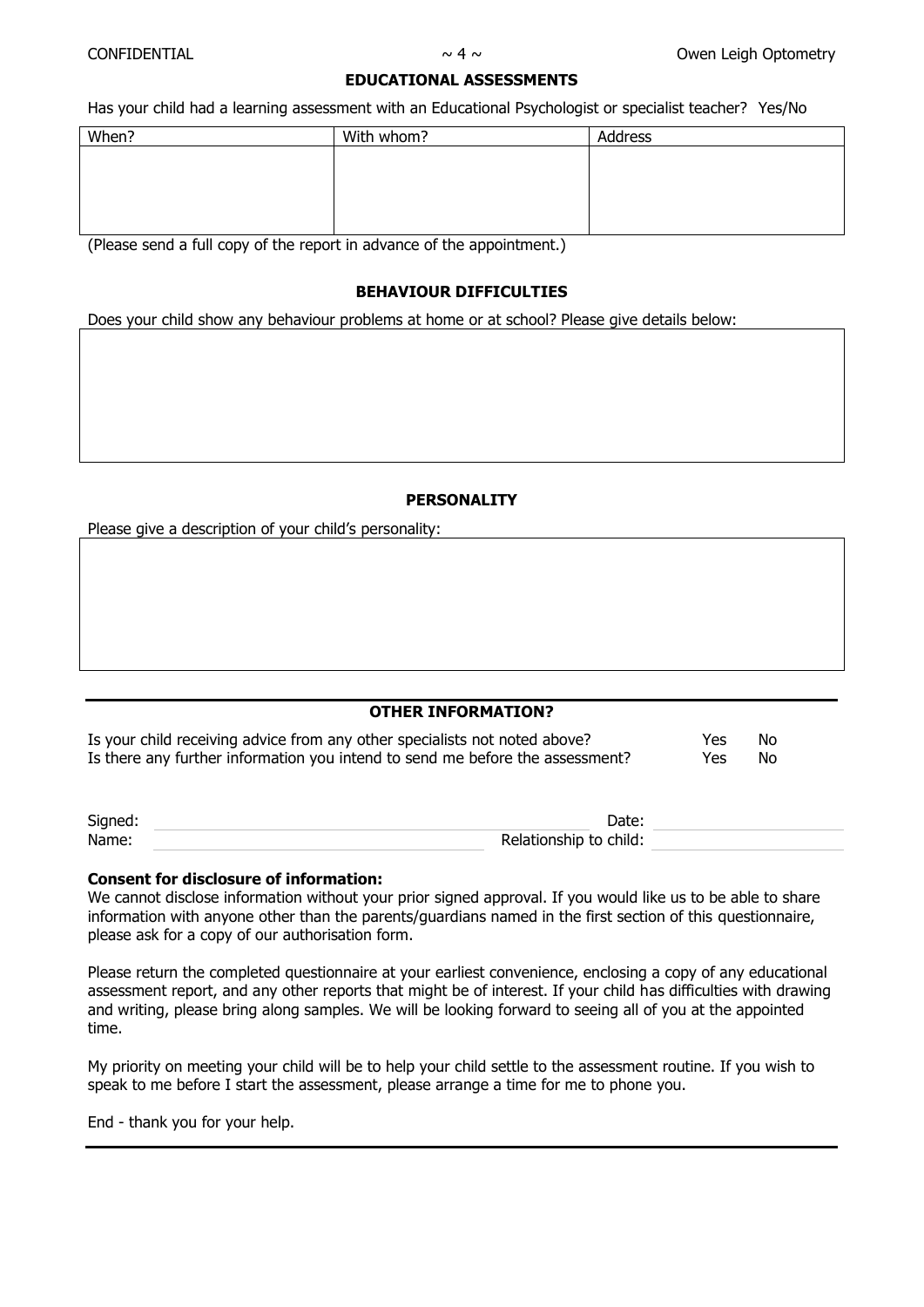## EDUCATIONAL ASSESSMENTS

Has your child had a learning assessment with an Educational Psychologist or specialist teacher? Yes/No

| When? | With whom? | Address |
|---|---|---|
| | | |

(Please send a full copy of the report in advance of the appointment.)

## BEHAVIOUR DIFFICULTIES

Does your child show any behaviour problems at home or at school? Please give details below:

## PERSONALITY

Please give a description of your child's personality:

## OTHER INFORMATION?

| | | |
|---|---|---|
| Is your child receiving advice from any other specialists not noted above? | Yes | No |
| Is there any further information you intend to send me before the assessment? | Yes | No |

Signed: Date:

Name: Relationship to child:

**Consent for disclosure of information:**
We cannot disclose information without your prior signed approval. If you would like us to be able to share information with anyone other than the parents/guardians named in the first section of this questionnaire, please ask for a copy of our authorisation form.

Please return the completed questionnaire at your earliest convenience, enclosing a copy of any educational assessment report, and any other reports that might be of interest. If your child has difficulties with drawing and writing, please bring along samples. We will be looking forward to seeing all of you at the appointed time.

My priority on meeting your child will be to help your child settle to the assessment routine. If you wish to speak to me before I start the assessment, please arrange a time for me to phone you.

End - thank you for your help.